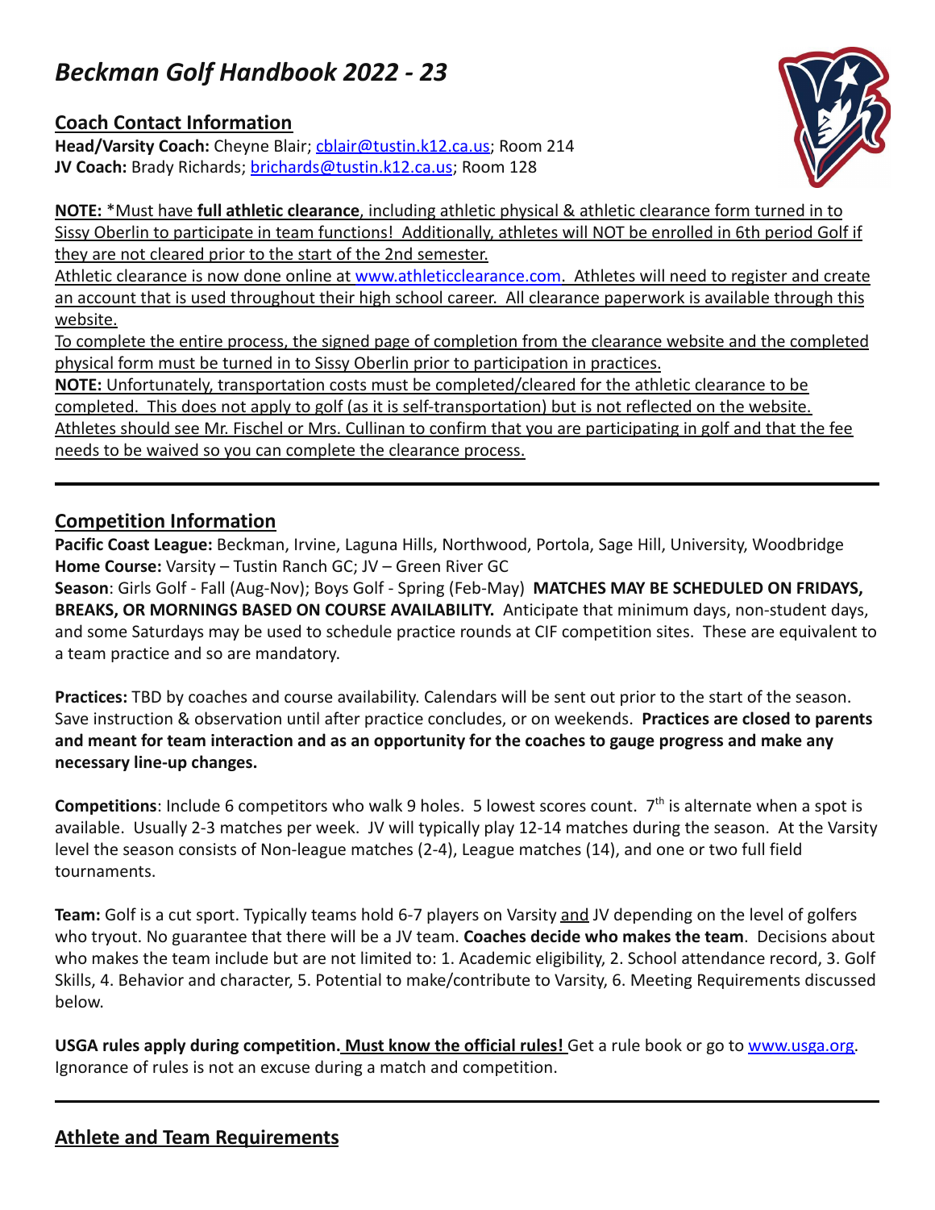# *Beckman Golf Handbook 2022 - 23*

## Coach Contact Information

**Head/Varsity Coach:** Cheyne Blair; cblair@tustin.k12.ca.us; Room 214
**JV Coach:** Brady Richards; brichards@tustin.k12.ca.us; Room 128

**NOTE:** *Must have **full athletic clearance**, including athletic physical & athletic clearance form turned in to Sissy Oberlin to participate in team functions! Additionally, athletes will NOT be enrolled in 6th period Golf if they are not cleared prior to the start of the 2nd semester.

Athletic clearance is now done online at www.athleticclearance.com. Athletes will need to register and create an account that is used throughout their high school career. All clearance paperwork is available through this website.

To complete the entire process, the signed page of completion from the clearance website and the completed physical form must be turned in to Sissy Oberlin prior to participation in practices.

**NOTE:** Unfortunately, transportation costs must be completed/cleared for the athletic clearance to be completed. This does not apply to golf (as it is self-transportation) but is not reflected on the website. Athletes should see Mr. Fischel or Mrs. Cullinan to confirm that you are participating in golf and that the fee needs to be waived so you can complete the clearance process.

---

## Competition Information

**Pacific Coast League:** Beckman, Irvine, Laguna Hills, Northwood, Portola, Sage Hill, University, Woodbridge
**Home Course:** Varsity – Tustin Ranch GC; JV – Green River GC
**Season**: Girls Golf - Fall (Aug-Nov); Boys Golf - Spring (Feb-May) **MATCHES MAY BE SCHEDULED ON FRIDAYS, BREAKS, OR MORNINGS BASED ON COURSE AVAILABILITY.** Anticipate that minimum days, non-student days, and some Saturdays may be used to schedule practice rounds at CIF competition sites. These are equivalent to a team practice and so are mandatory.

**Practices:** TBD by coaches and course availability. Calendars will be sent out prior to the start of the season. Save instruction & observation until after practice concludes, or on weekends. **Practices are closed to parents and meant for team interaction and as an opportunity for the coaches to gauge progress and make any necessary line-up changes.**

**Competitions**: Include 6 competitors who walk 9 holes. 5 lowest scores count. 7th is alternate when a spot is available. Usually 2-3 matches per week. JV will typically play 12-14 matches during the season. At the Varsity level the season consists of Non-league matches (2-4), League matches (14), and one or two full field tournaments.

**Team:** Golf is a cut sport. Typically teams hold 6-7 players on Varsity and JV depending on the level of golfers who tryout. No guarantee that there will be a JV team. **Coaches decide who makes the team**. Decisions about who makes the team include but are not limited to: 1. Academic eligibility, 2. School attendance record, 3. Golf Skills, 4. Behavior and character, 5. Potential to make/contribute to Varsity, 6. Meeting Requirements discussed below.

**USGA rules apply during competition. Must know the official rules!** Get a rule book or go to www.usga.org. Ignorance of rules is not an excuse during a match and competition.

---

## Athlete and Team Requirements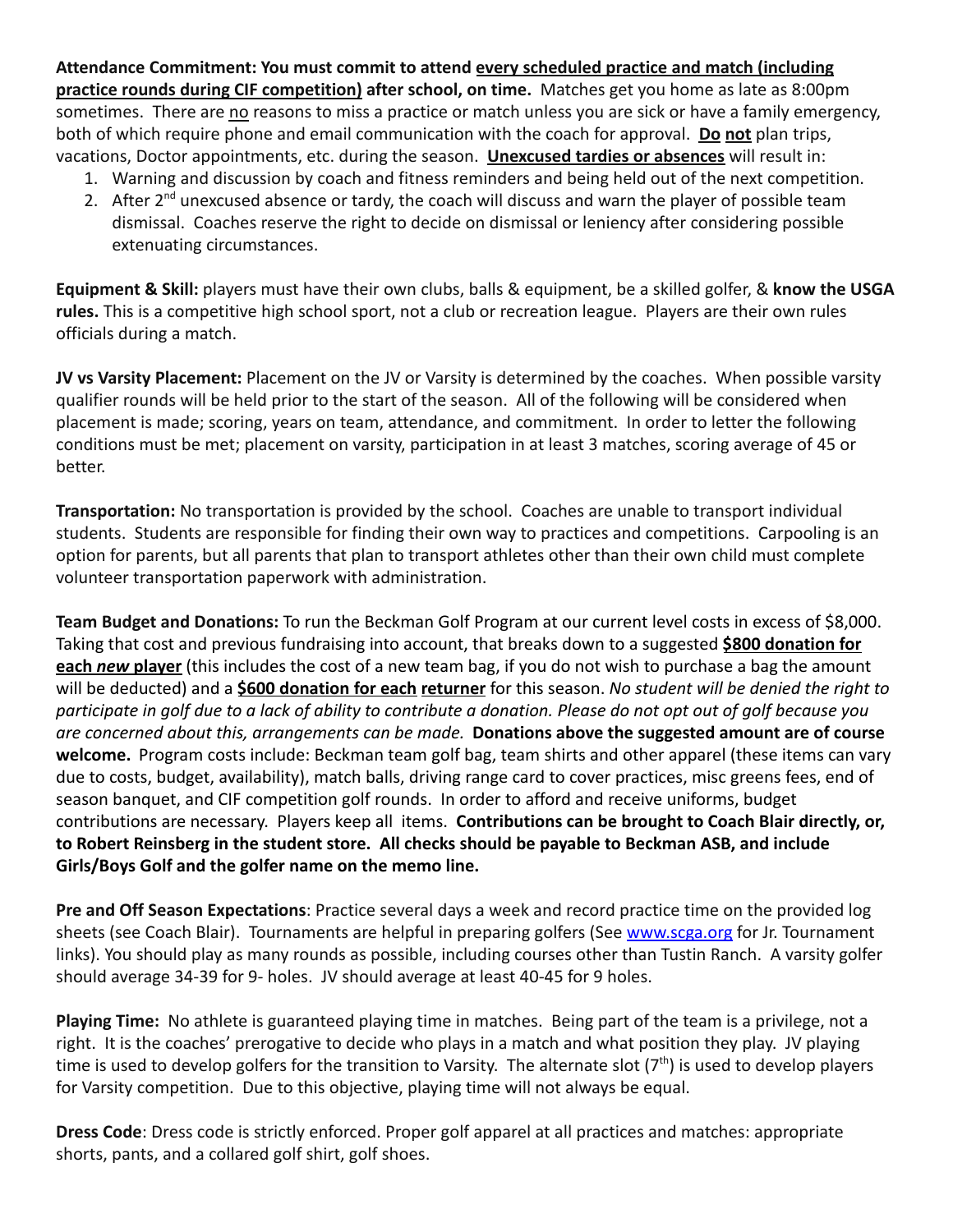**Attendance Commitment: You must commit to attend every scheduled practice and match (including practice rounds during CIF competition) after school, on time.** Matches get you home as late as 8:00pm sometimes. There are no reasons to miss a practice or match unless you are sick or have a family emergency, both of which require phone and email communication with the coach for approval. **Do not** plan trips, vacations, Doctor appointments, etc. during the season. **Unexcused tardies or absences** will result in:

1. Warning and discussion by coach and fitness reminders and being held out of the next competition.
2. After 2nd unexcused absence or tardy, the coach will discuss and warn the player of possible team dismissal. Coaches reserve the right to decide on dismissal or leniency after considering possible extenuating circumstances.

**Equipment & Skill:** players must have their own clubs, balls & equipment, be a skilled golfer, & **know the USGA rules.** This is a competitive high school sport, not a club or recreation league. Players are their own rules officials during a match.

**JV vs Varsity Placement:** Placement on the JV or Varsity is determined by the coaches. When possible varsity qualifier rounds will be held prior to the start of the season. All of the following will be considered when placement is made; scoring, years on team, attendance, and commitment. In order to letter the following conditions must be met; placement on varsity, participation in at least 3 matches, scoring average of 45 or better.

**Transportation:** No transportation is provided by the school. Coaches are unable to transport individual students. Students are responsible for finding their own way to practices and competitions. Carpooling is an option for parents, but all parents that plan to transport athletes other than their own child must complete volunteer transportation paperwork with administration.

**Team Budget and Donations:** To run the Beckman Golf Program at our current level costs in excess of $8,000. Taking that cost and previous fundraising into account, that breaks down to a suggested **$800 donation for each *new* player** (this includes the cost of a new team bag, if you do not wish to purchase a bag the amount will be deducted) and a **$600 donation for each returner** for this season. *No student will be denied the right to participate in golf due to a lack of ability to contribute a donation. Please do not opt out of golf because you are concerned about this, arrangements can be made.* **Donations above the suggested amount are of course welcome.** Program costs include: Beckman team golf bag, team shirts and other apparel (these items can vary due to costs, budget, availability), match balls, driving range card to cover practices, misc greens fees, end of season banquet, and CIF competition golf rounds. In order to afford and receive uniforms, budget contributions are necessary. Players keep all items. **Contributions can be brought to Coach Blair directly, or, to Robert Reinsberg in the student store. All checks should be payable to Beckman ASB, and include Girls/Boys Golf and the golfer name on the memo line.**

**Pre and Off Season Expectations**: Practice several days a week and record practice time on the provided log sheets (see Coach Blair). Tournaments are helpful in preparing golfers (See www.scga.org for Jr. Tournament links). You should play as many rounds as possible, including courses other than Tustin Ranch. A varsity golfer should average 34-39 for 9- holes. JV should average at least 40-45 for 9 holes.

**Playing Time:** No athlete is guaranteed playing time in matches. Being part of the team is a privilege, not a right. It is the coaches' prerogative to decide who plays in a match and what position they play. JV playing time is used to develop golfers for the transition to Varsity. The alternate slot (7th) is used to develop players for Varsity competition. Due to this objective, playing time will not always be equal.

**Dress Code**: Dress code is strictly enforced. Proper golf apparel at all practices and matches: appropriate shorts, pants, and a collared golf shirt, golf shoes.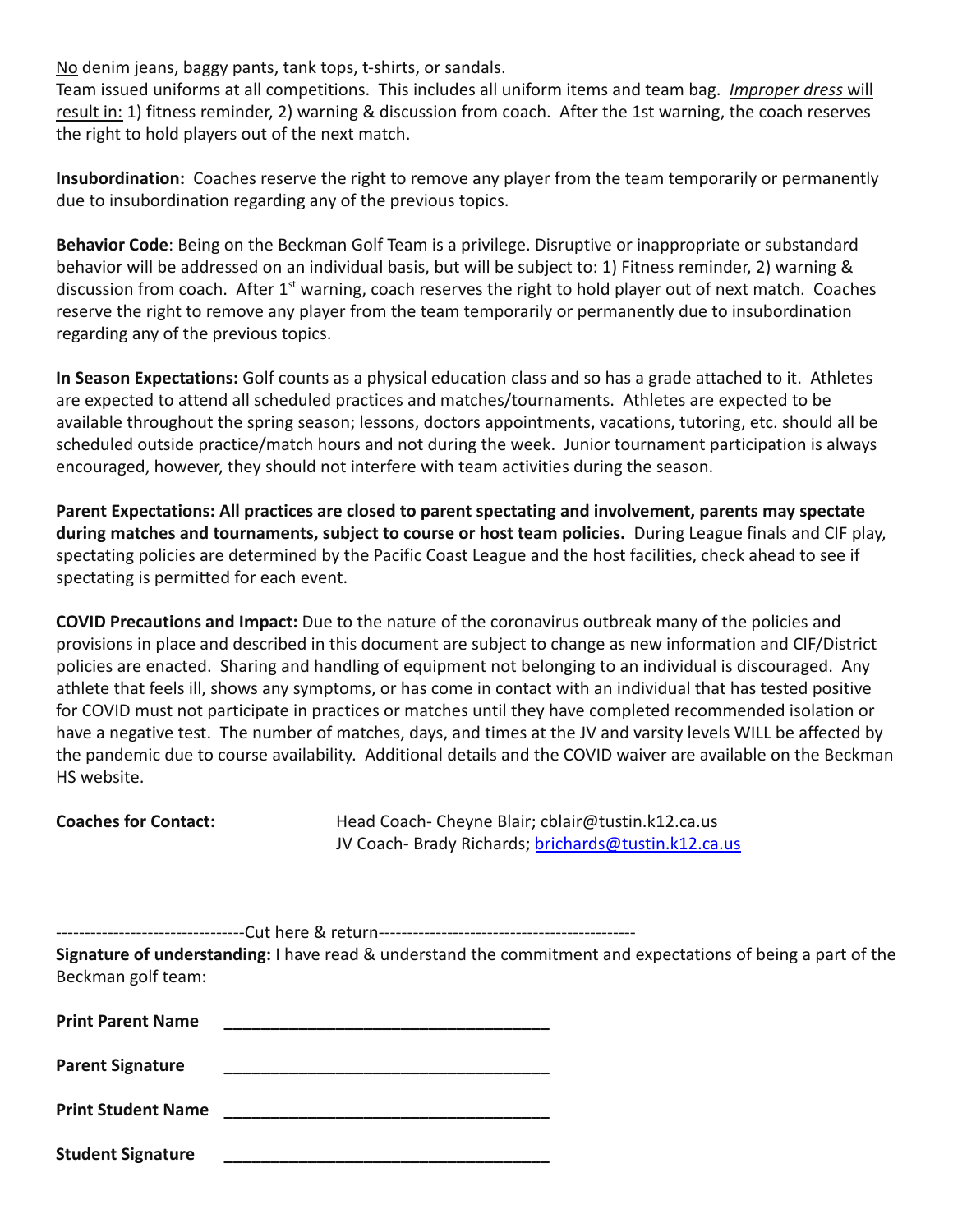No denim jeans, baggy pants, tank tops, t-shirts, or sandals.
Team issued uniforms at all competitions. This includes all uniform items and team bag. *Improper dress* will result in: 1) fitness reminder, 2) warning & discussion from coach. After the 1st warning, the coach reserves the right to hold players out of the next match.

**Insubordination:** Coaches reserve the right to remove any player from the team temporarily or permanently due to insubordination regarding any of the previous topics.

**Behavior Code**: Being on the Beckman Golf Team is a privilege. Disruptive or inappropriate or substandard behavior will be addressed on an individual basis, but will be subject to: 1) Fitness reminder, 2) warning & discussion from coach. After 1st warning, coach reserves the right to hold player out of next match. Coaches reserve the right to remove any player from the team temporarily or permanently due to insubordination regarding any of the previous topics.

**In Season Expectations:** Golf counts as a physical education class and so has a grade attached to it. Athletes are expected to attend all scheduled practices and matches/tournaments. Athletes are expected to be available throughout the spring season; lessons, doctors appointments, vacations, tutoring, etc. should all be scheduled outside practice/match hours and not during the week. Junior tournament participation is always encouraged, however, they should not interfere with team activities during the season.

**Parent Expectations: All practices are closed to parent spectating and involvement, parents may spectate during matches and tournaments, subject to course or host team policies.** During League finals and CIF play, spectating policies are determined by the Pacific Coast League and the host facilities, check ahead to see if spectating is permitted for each event.

**COVID Precautions and Impact:** Due to the nature of the coronavirus outbreak many of the policies and provisions in place and described in this document are subject to change as new information and CIF/District policies are enacted. Sharing and handling of equipment not belonging to an individual is discouraged. Any athlete that feels ill, shows any symptoms, or has come in contact with an individual that has tested positive for COVID must not participate in practices or matches until they have completed recommended isolation or have a negative test. The number of matches, days, and times at the JV and varsity levels WILL be affected by the pandemic due to course availability. Additional details and the COVID waiver are available on the Beckman HS website.

**Coaches for Contact:**

Head Coach- Cheyne Blair; cblair@tustin.k12.ca.us
JV Coach- Brady Richards; brichards@tustin.k12.ca.us

---------------------------------Cut here & return---------------------------------------------

**Signature of understanding:** I have read & understand the commitment and expectations of being a part of the Beckman golf team:

**Print Parent Name** ____________________________________

**Parent Signature** ____________________________________

**Print Student Name** ____________________________________

**Student Signature** ____________________________________